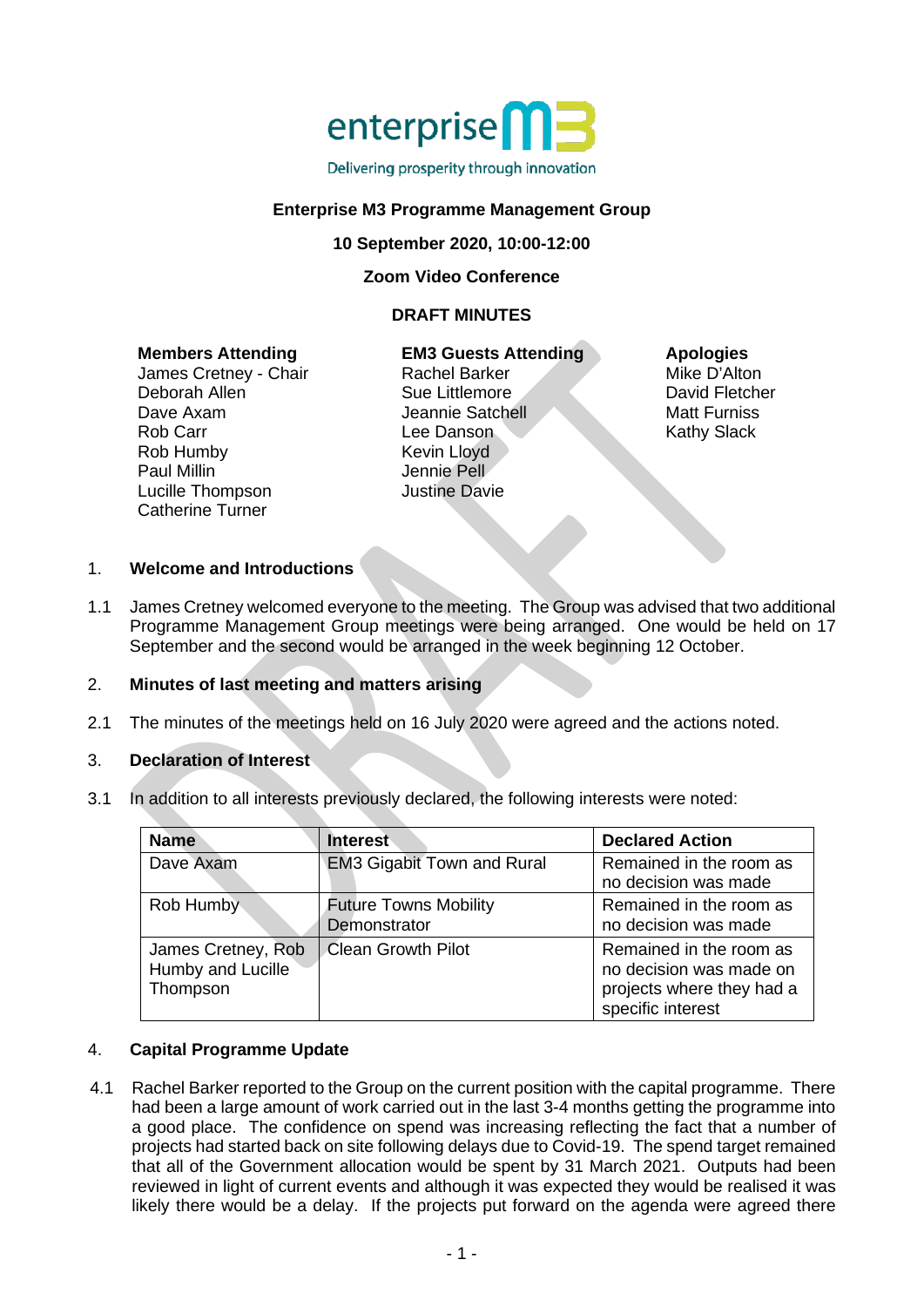enterprise M3

Delivering prosperity through innovation

**Enterprise M3 Programme Management Group**

**10 September 2020, 10:00-12:00**

**Zoom Video Conference**

**DRAFT MINUTES**

**Members Attending**
James Cretney - Chair
Deborah Allen
Dave Axam
Rob Carr
Rob Humby
Paul Millin
Lucille Thompson
Catherine Turner

**EM3 Guests Attending**
Rachel Barker
Sue Littlemore
Jeannie Satchell
Lee Danson
Kevin Lloyd
Jennie Pell
Justine Davie

**Apologies**
Mike D'Alton
David Fletcher
Matt Furniss
Kathy Slack

1. **Welcome and Introductions**

1.1 James Cretney welcomed everyone to the meeting. The Group was advised that two additional Programme Management Group meetings were being arranged. One would be held on 17 September and the second would be arranged in the week beginning 12 October.

2. **Minutes of last meeting and matters arising**

2.1 The minutes of the meetings held on 16 July 2020 were agreed and the actions noted.

3. **Declaration of Interest**

3.1 In addition to all interests previously declared, the following interests were noted:

| Name | Interest | Declared Action |
|---|---|---|
| Dave Axam | EM3 Gigabit Town and Rural | Remained in the room as no decision was made |
| Rob Humby | Future Towns Mobility Demonstrator | Remained in the room as no decision was made |
| James Cretney, Rob Humby and Lucille Thompson | Clean Growth Pilot | Remained in the room as no decision was made on projects where they had a specific interest |

4. **Capital Programme Update**

4.1 Rachel Barker reported to the Group on the current position with the capital programme. There had been a large amount of work carried out in the last 3-4 months getting the programme into a good place. The confidence on spend was increasing reflecting the fact that a number of projects had started back on site following delays due to Covid-19. The spend target remained that all of the Government allocation would be spent by 31 March 2021. Outputs had been reviewed in light of current events and although it was expected they would be realised it was likely there would be a delay. If the projects put forward on the agenda were agreed there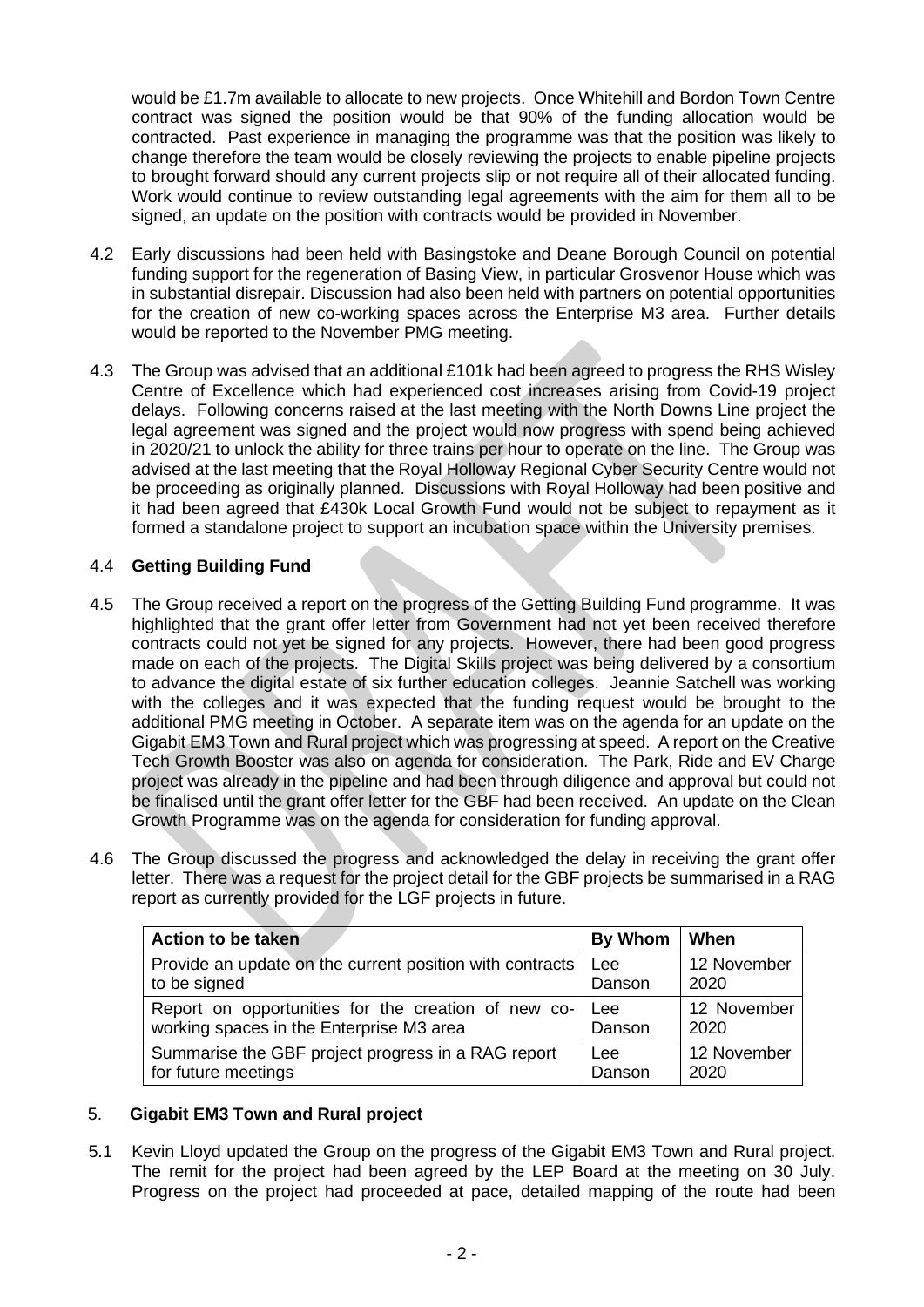would be £1.7m available to allocate to new projects. Once Whitehill and Bordon Town Centre contract was signed the position would be that 90% of the funding allocation would be contracted. Past experience in managing the programme was that the position was likely to change therefore the team would be closely reviewing the projects to enable pipeline projects to brought forward should any current projects slip or not require all of their allocated funding. Work would continue to review outstanding legal agreements with the aim for them all to be signed, an update on the position with contracts would be provided in November.

4.2 Early discussions had been held with Basingstoke and Deane Borough Council on potential funding support for the regeneration of Basing View, in particular Grosvenor House which was in substantial disrepair. Discussion had also been held with partners on potential opportunities for the creation of new co-working spaces across the Enterprise M3 area. Further details would be reported to the November PMG meeting.

4.3 The Group was advised that an additional £101k had been agreed to progress the RHS Wisley Centre of Excellence which had experienced cost increases arising from Covid-19 project delays. Following concerns raised at the last meeting with the North Downs Line project the legal agreement was signed and the project would now progress with spend being achieved in 2020/21 to unlock the ability for three trains per hour to operate on the line. The Group was advised at the last meeting that the Royal Holloway Regional Cyber Security Centre would not be proceeding as originally planned. Discussions with Royal Holloway had been positive and it had been agreed that £430k Local Growth Fund would not be subject to repayment as it formed a standalone project to support an incubation space within the University premises.

4.4 **Getting Building Fund**

4.5 The Group received a report on the progress of the Getting Building Fund programme. It was highlighted that the grant offer letter from Government had not yet been received therefore contracts could not yet be signed for any projects. However, there had been good progress made on each of the projects. The Digital Skills project was being delivered by a consortium to advance the digital estate of six further education colleges. Jeannie Satchell was working with the colleges and it was expected that the funding request would be brought to the additional PMG meeting in October. A separate item was on the agenda for an update on the Gigabit EM3 Town and Rural project which was progressing at speed. A report on the Creative Tech Growth Booster was also on agenda for consideration. The Park, Ride and EV Charge project was already in the pipeline and had been through diligence and approval but could not be finalised until the grant offer letter for the GBF had been received. An update on the Clean Growth Programme was on the agenda for consideration for funding approval.

4.6 The Group discussed the progress and acknowledged the delay in receiving the grant offer letter. There was a request for the project detail for the GBF projects be summarised in a RAG report as currently provided for the LGF projects in future.

| Action to be taken | By Whom | When |
|---|---|---|
| Provide an update on the current position with contracts to be signed | Lee Danson | 12 November 2020 |
| Report on opportunities for the creation of new co-working spaces in the Enterprise M3 area | Lee Danson | 12 November 2020 |
| Summarise the GBF project progress in a RAG report for future meetings | Lee Danson | 12 November 2020 |

## 5. Gigabit EM3 Town and Rural project

5.1 Kevin Lloyd updated the Group on the progress of the Gigabit EM3 Town and Rural project. The remit for the project had been agreed by the LEP Board at the meeting on 30 July. Progress on the project had proceeded at pace, detailed mapping of the route had been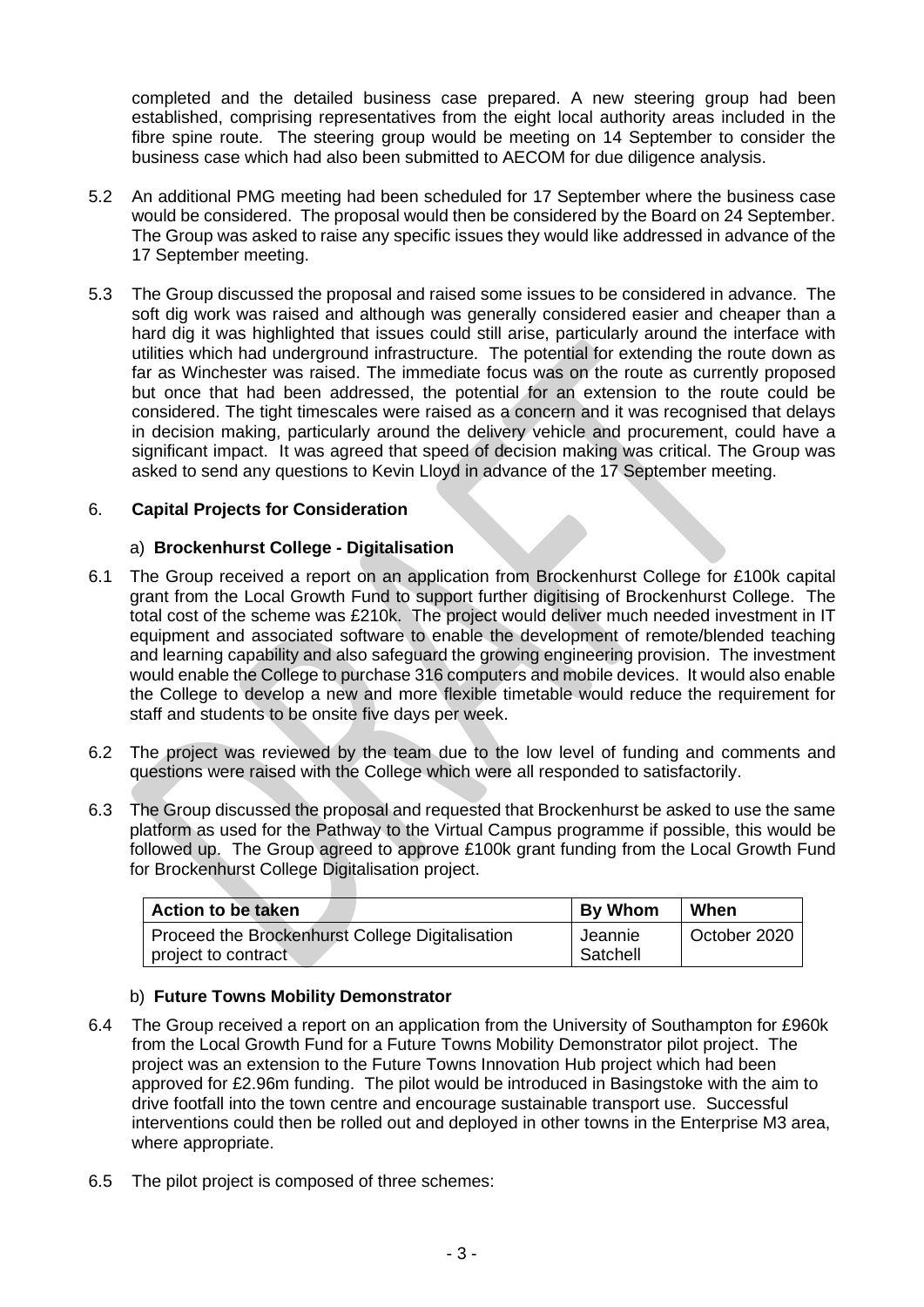completed and the detailed business case prepared. A new steering group had been established, comprising representatives from the eight local authority areas included in the fibre spine route. The steering group would be meeting on 14 September to consider the business case which had also been submitted to AECOM for due diligence analysis.

5.2 An additional PMG meeting had been scheduled for 17 September where the business case would be considered. The proposal would then be considered by the Board on 24 September. The Group was asked to raise any specific issues they would like addressed in advance of the 17 September meeting.

5.3 The Group discussed the proposal and raised some issues to be considered in advance. The soft dig work was raised and although was generally considered easier and cheaper than a hard dig it was highlighted that issues could still arise, particularly around the interface with utilities which had underground infrastructure. The potential for extending the route down as far as Winchester was raised. The immediate focus was on the route as currently proposed but once that had been addressed, the potential for an extension to the route could be considered. The tight timescales were raised as a concern and it was recognised that delays in decision making, particularly around the delivery vehicle and procurement, could have a significant impact. It was agreed that speed of decision making was critical. The Group was asked to send any questions to Kevin Lloyd in advance of the 17 September meeting.

## 6. Capital Projects for Consideration

### a) Brockenhurst College - Digitalisation

6.1 The Group received a report on an application from Brockenhurst College for £100k capital grant from the Local Growth Fund to support further digitising of Brockenhurst College. The total cost of the scheme was £210k. The project would deliver much needed investment in IT equipment and associated software to enable the development of remote/blended teaching and learning capability and also safeguard the growing engineering provision. The investment would enable the College to purchase 316 computers and mobile devices. It would also enable the College to develop a new and more flexible timetable would reduce the requirement for staff and students to be onsite five days per week.

6.2 The project was reviewed by the team due to the low level of funding and comments and questions were raised with the College which were all responded to satisfactorily.

6.3 The Group discussed the proposal and requested that Brockenhurst be asked to use the same platform as used for the Pathway to the Virtual Campus programme if possible, this would be followed up. The Group agreed to approve £100k grant funding from the Local Growth Fund for Brockenhurst College Digitalisation project.

| Action to be taken | By Whom | When |
|---|---|---|
| Proceed the Brockenhurst College Digitalisation project to contract | Jeannie Satchell | October 2020 |

### b) Future Towns Mobility Demonstrator

6.4 The Group received a report on an application from the University of Southampton for £960k from the Local Growth Fund for a Future Towns Mobility Demonstrator pilot project. The project was an extension to the Future Towns Innovation Hub project which had been approved for £2.96m funding. The pilot would be introduced in Basingstoke with the aim to drive footfall into the town centre and encourage sustainable transport use. Successful interventions could then be rolled out and deployed in other towns in the Enterprise M3 area, where appropriate.

6.5 The pilot project is composed of three schemes: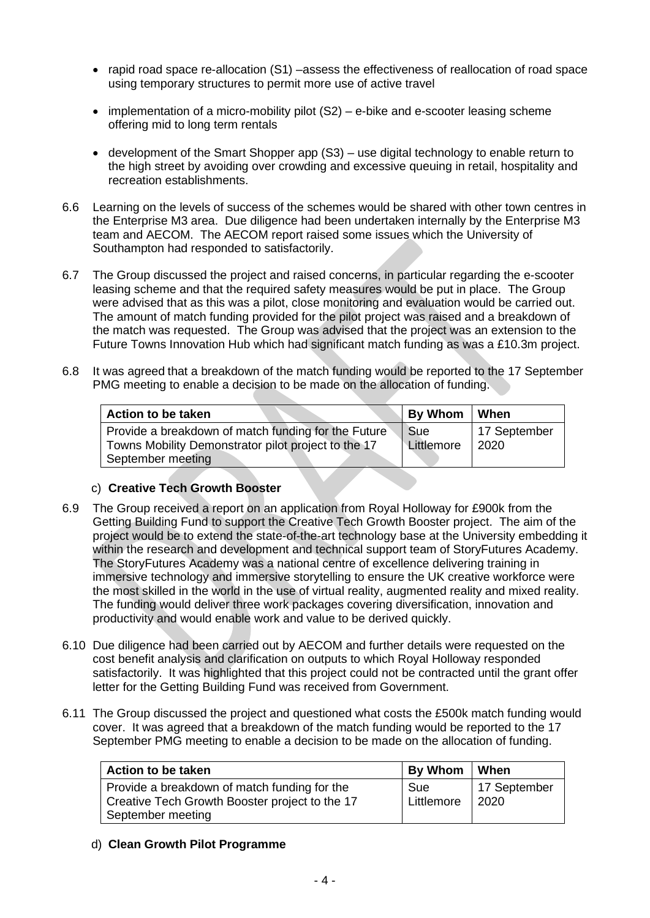- rapid road space re-allocation (S1) –assess the effectiveness of reallocation of road space using temporary structures to permit more use of active travel
- implementation of a micro-mobility pilot (S2) – e-bike and e-scooter leasing scheme offering mid to long term rentals
- development of the Smart Shopper app (S3) – use digital technology to enable return to the high street by avoiding over crowding and excessive queuing in retail, hospitality and recreation establishments.

6.6 Learning on the levels of success of the schemes would be shared with other town centres in the Enterprise M3 area. Due diligence had been undertaken internally by the Enterprise M3 team and AECOM. The AECOM report raised some issues which the University of Southampton had responded to satisfactorily.

6.7 The Group discussed the project and raised concerns, in particular regarding the e-scooter leasing scheme and that the required safety measures would be put in place. The Group were advised that as this was a pilot, close monitoring and evaluation would be carried out. The amount of match funding provided for the pilot project was raised and a breakdown of the match was requested. The Group was advised that the project was an extension to the Future Towns Innovation Hub which had significant match funding as was a £10.3m project.

6.8 It was agreed that a breakdown of the match funding would be reported to the 17 September PMG meeting to enable a decision to be made on the allocation of funding.

| Action to be taken | By Whom | When |
|---|---|---|
| Provide a breakdown of match funding for the Future Towns Mobility Demonstrator pilot project to the 17 September meeting | Sue Littlemore | 17 September 2020 |

c) **Creative Tech Growth Booster**

6.9 The Group received a report on an application from Royal Holloway for £900k from the Getting Building Fund to support the Creative Tech Growth Booster project. The aim of the project would be to extend the state-of-the-art technology base at the University embedding it within the research and development and technical support team of StoryFutures Academy. The StoryFutures Academy was a national centre of excellence delivering training in immersive technology and immersive storytelling to ensure the UK creative workforce were the most skilled in the world in the use of virtual reality, augmented reality and mixed reality. The funding would deliver three work packages covering diversification, innovation and productivity and would enable work and value to be derived quickly.

6.10 Due diligence had been carried out by AECOM and further details were requested on the cost benefit analysis and clarification on outputs to which Royal Holloway responded satisfactorily. It was highlighted that this project could not be contracted until the grant offer letter for the Getting Building Fund was received from Government.

6.11 The Group discussed the project and questioned what costs the £500k match funding would cover. It was agreed that a breakdown of the match funding would be reported to the 17 September PMG meeting to enable a decision to be made on the allocation of funding.

| Action to be taken | By Whom | When |
|---|---|---|
| Provide a breakdown of match funding for the Creative Tech Growth Booster project to the 17 September meeting | Sue Littlemore | 17 September 2020 |

d) **Clean Growth Pilot Programme**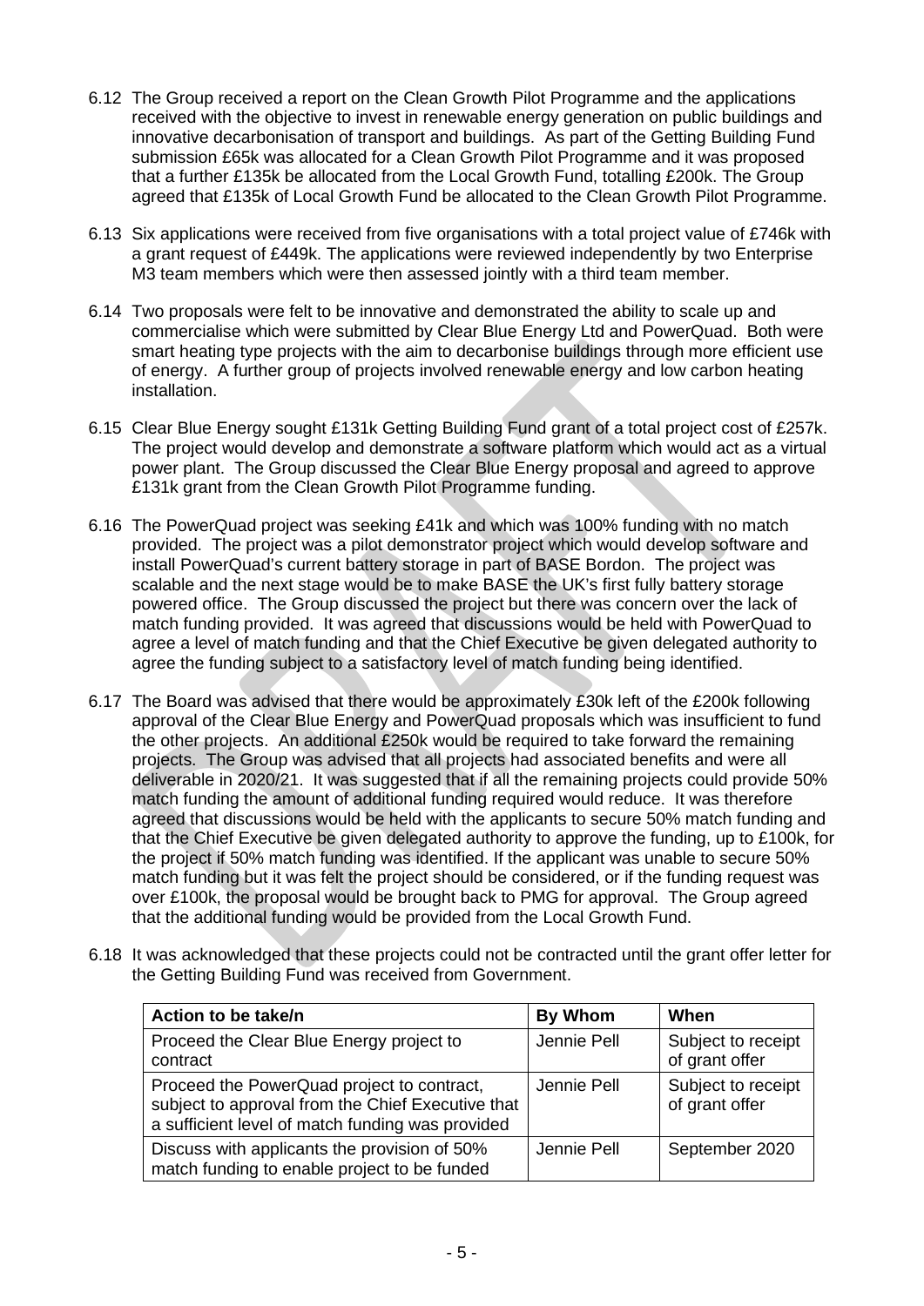6.12 The Group received a report on the Clean Growth Pilot Programme and the applications received with the objective to invest in renewable energy generation on public buildings and innovative decarbonisation of transport and buildings. As part of the Getting Building Fund submission £65k was allocated for a Clean Growth Pilot Programme and it was proposed that a further £135k be allocated from the Local Growth Fund, totalling £200k. The Group agreed that £135k of Local Growth Fund be allocated to the Clean Growth Pilot Programme.

6.13 Six applications were received from five organisations with a total project value of £746k with a grant request of £449k. The applications were reviewed independently by two Enterprise M3 team members which were then assessed jointly with a third team member.

6.14 Two proposals were felt to be innovative and demonstrated the ability to scale up and commercialise which were submitted by Clear Blue Energy Ltd and PowerQuad. Both were smart heating type projects with the aim to decarbonise buildings through more efficient use of energy. A further group of projects involved renewable energy and low carbon heating installation.

6.15 Clear Blue Energy sought £131k Getting Building Fund grant of a total project cost of £257k. The project would develop and demonstrate a software platform which would act as a virtual power plant. The Group discussed the Clear Blue Energy proposal and agreed to approve £131k grant from the Clean Growth Pilot Programme funding.

6.16 The PowerQuad project was seeking £41k and which was 100% funding with no match provided. The project was a pilot demonstrator project which would develop software and install PowerQuad's current battery storage in part of BASE Bordon. The project was scalable and the next stage would be to make BASE the UK's first fully battery storage powered office. The Group discussed the project but there was concern over the lack of match funding provided. It was agreed that discussions would be held with PowerQuad to agree a level of match funding and that the Chief Executive be given delegated authority to agree the funding subject to a satisfactory level of match funding being identified.

6.17 The Board was advised that there would be approximately £30k left of the £200k following approval of the Clear Blue Energy and PowerQuad proposals which was insufficient to fund the other projects. An additional £250k would be required to take forward the remaining projects. The Group was advised that all projects had associated benefits and were all deliverable in 2020/21. It was suggested that if all the remaining projects could provide 50% match funding the amount of additional funding required would reduce. It was therefore agreed that discussions would be held with the applicants to secure 50% match funding and that the Chief Executive be given delegated authority to approve the funding, up to £100k, for the project if 50% match funding was identified. If the applicant was unable to secure 50% match funding but it was felt the project should be considered, or if the funding request was over £100k, the proposal would be brought back to PMG for approval. The Group agreed that the additional funding would be provided from the Local Growth Fund.

6.18 It was acknowledged that these projects could not be contracted until the grant offer letter for the Getting Building Fund was received from Government.

| Action to be take/n | By Whom | When |
|---|---|---|
| Proceed the Clear Blue Energy project to contract | Jennie Pell | Subject to receipt of grant offer |
| Proceed the PowerQuad project to contract, subject to approval from the Chief Executive that a sufficient level of match funding was provided | Jennie Pell | Subject to receipt of grant offer |
| Discuss with applicants the provision of 50% match funding to enable project to be funded | Jennie Pell | September 2020 |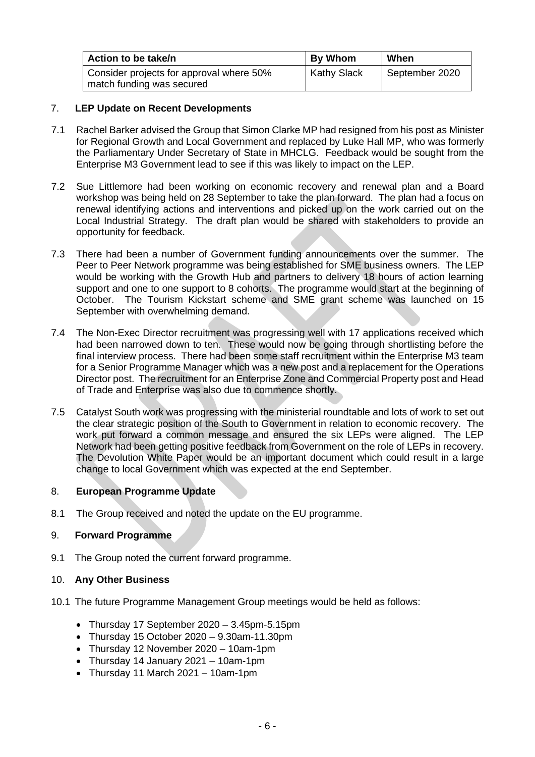| Action to be take/n | By Whom | When |
| --- | --- | --- |
| Consider projects for approval where 50% match funding was secured | Kathy Slack | September 2020 |

## 7. LEP Update on Recent Developments

7.1 Rachel Barker advised the Group that Simon Clarke MP had resigned from his post as Minister for Regional Growth and Local Government and replaced by Luke Hall MP, who was formerly the Parliamentary Under Secretary of State in MHCLG. Feedback would be sought from the Enterprise M3 Government lead to see if this was likely to impact on the LEP.

7.2 Sue Littlemore had been working on economic recovery and renewal plan and a Board workshop was being held on 28 September to take the plan forward. The plan had a focus on renewal identifying actions and interventions and picked up on the work carried out on the Local Industrial Strategy. The draft plan would be shared with stakeholders to provide an opportunity for feedback.

7.3 There had been a number of Government funding announcements over the summer. The Peer to Peer Network programme was being established for SME business owners. The LEP would be working with the Growth Hub and partners to delivery 18 hours of action learning support and one to one support to 8 cohorts. The programme would start at the beginning of October. The Tourism Kickstart scheme and SME grant scheme was launched on 15 September with overwhelming demand.

7.4 The Non-Exec Director recruitment was progressing well with 17 applications received which had been narrowed down to ten. These would now be going through shortlisting before the final interview process. There had been some staff recruitment within the Enterprise M3 team for a Senior Programme Manager which was a new post and a replacement for the Operations Director post. The recruitment for an Enterprise Zone and Commercial Property post and Head of Trade and Enterprise was also due to commence shortly.

7.5 Catalyst South work was progressing with the ministerial roundtable and lots of work to set out the clear strategic position of the South to Government in relation to economic recovery. The work put forward a common message and ensured the six LEPs were aligned. The LEP Network had been getting positive feedback from Government on the role of LEPs in recovery. The Devolution White Paper would be an important document which could result in a large change to local Government which was expected at the end September.

## 8. European Programme Update

8.1 The Group received and noted the update on the EU programme.

## 9. Forward Programme

9.1 The Group noted the current forward programme.

## 10. Any Other Business

10.1 The future Programme Management Group meetings would be held as follows:

- Thursday 17 September 2020 – 3.45pm-5.15pm
- Thursday 15 October 2020 – 9.30am-11.30pm
- Thursday 12 November 2020 – 10am-1pm
- Thursday 14 January 2021 – 10am-1pm
- Thursday 11 March 2021 – 10am-1pm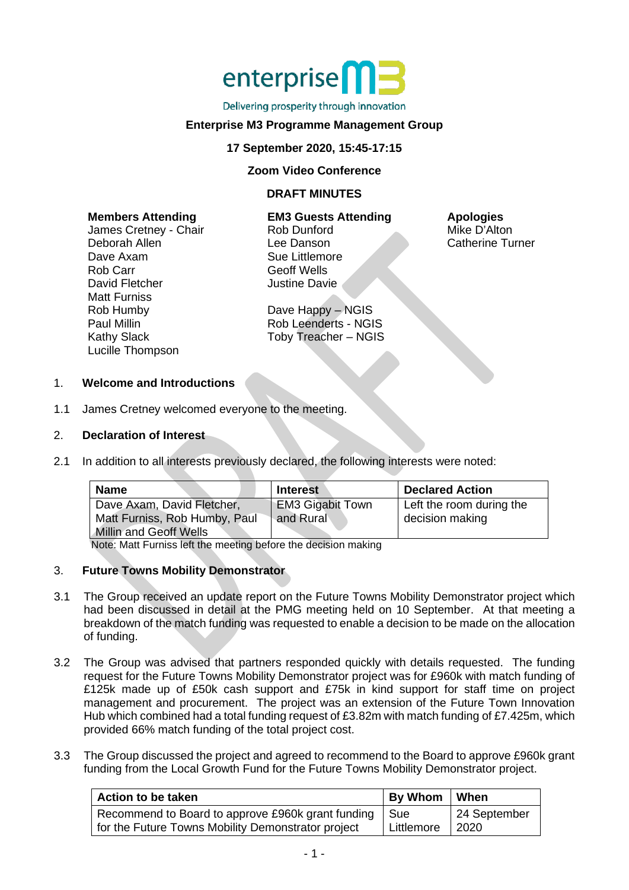enterprise M3

Delivering prosperity through innovation

**Enterprise M3 Programme Management Group**

**17 September 2020, 15:45-17:15**

**Zoom Video Conference**

**DRAFT MINUTES**

**Members Attending**
James Cretney - Chair
Deborah Allen
Dave Axam
Rob Carr
David Fletcher
Matt Furniss
Rob Humby
Paul Millin
Kathy Slack
Lucille Thompson

**EM3 Guests Attending**
Rob Dunford
Lee Danson
Sue Littlemore
Geoff Wells
Justine Davie

Dave Happy – NGIS
Rob Leenderts - NGIS
Toby Treacher – NGIS

**Apologies**
Mike D'Alton
Catherine Turner

## 1. Welcome and Introductions

1.1 James Cretney welcomed everyone to the meeting.

## 2. Declaration of Interest

2.1 In addition to all interests previously declared, the following interests were noted:

| Name | Interest | Declared Action |
|---|---|---|
| Dave Axam, David Fletcher, Matt Furniss, Rob Humby, Paul Millin and Geoff Wells | EM3 Gigabit Town and Rural | Left the room during the decision making |

Note: Matt Furniss left the meeting before the decision making

## 3. Future Towns Mobility Demonstrator

3.1 The Group received an update report on the Future Towns Mobility Demonstrator project which had been discussed in detail at the PMG meeting held on 10 September. At that meeting a breakdown of the match funding was requested to enable a decision to be made on the allocation of funding.

3.2 The Group was advised that partners responded quickly with details requested. The funding request for the Future Towns Mobility Demonstrator project was for £960k with match funding of £125k made up of £50k cash support and £75k in kind support for staff time on project management and procurement. The project was an extension of the Future Town Innovation Hub which combined had a total funding request of £3.82m with match funding of £7.425m, which provided 66% match funding of the total project cost.

3.3 The Group discussed the project and agreed to recommend to the Board to approve £960k grant funding from the Local Growth Fund for the Future Towns Mobility Demonstrator project.

| Action to be taken | By Whom | When |
|---|---|---|
| Recommend to Board to approve £960k grant funding for the Future Towns Mobility Demonstrator project | Sue Littlemore | 24 September 2020 |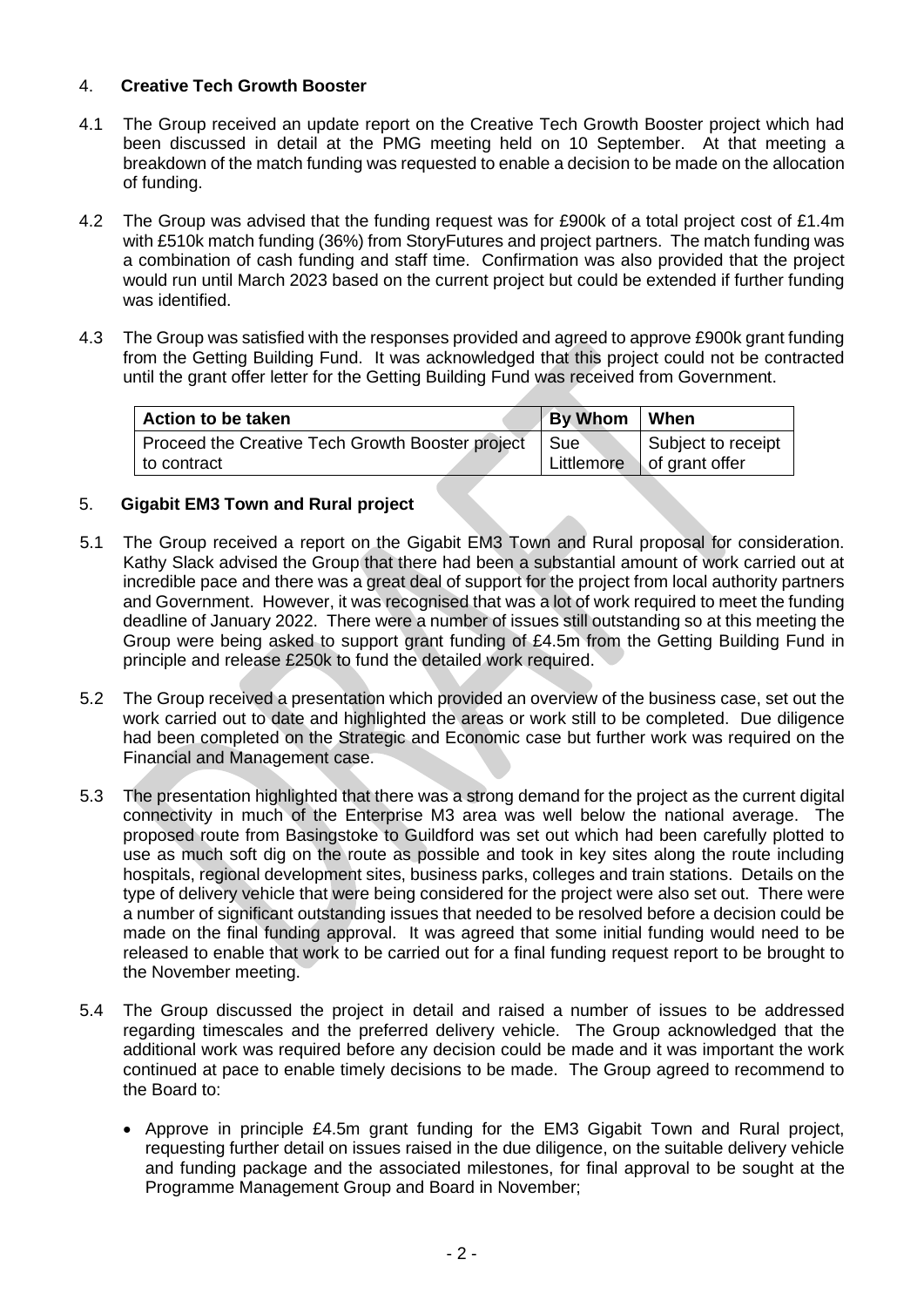## 4. Creative Tech Growth Booster

4.1 The Group received an update report on the Creative Tech Growth Booster project which had been discussed in detail at the PMG meeting held on 10 September. At that meeting a breakdown of the match funding was requested to enable a decision to be made on the allocation of funding.

4.2 The Group was advised that the funding request was for £900k of a total project cost of £1.4m with £510k match funding (36%) from StoryFutures and project partners. The match funding was a combination of cash funding and staff time. Confirmation was also provided that the project would run until March 2023 based on the current project but could be extended if further funding was identified.

4.3 The Group was satisfied with the responses provided and agreed to approve £900k grant funding from the Getting Building Fund. It was acknowledged that this project could not be contracted until the grant offer letter for the Getting Building Fund was received from Government.

| Action to be taken | By Whom | When |
|---|---|---|
| Proceed the Creative Tech Growth Booster project to contract | Sue Littlemore | Subject to receipt of grant offer |

## 5. Gigabit EM3 Town and Rural project

5.1 The Group received a report on the Gigabit EM3 Town and Rural proposal for consideration. Kathy Slack advised the Group that there had been a substantial amount of work carried out at incredible pace and there was a great deal of support for the project from local authority partners and Government. However, it was recognised that was a lot of work required to meet the funding deadline of January 2022. There were a number of issues still outstanding so at this meeting the Group were being asked to support grant funding of £4.5m from the Getting Building Fund in principle and release £250k to fund the detailed work required.

5.2 The Group received a presentation which provided an overview of the business case, set out the work carried out to date and highlighted the areas or work still to be completed. Due diligence had been completed on the Strategic and Economic case but further work was required on the Financial and Management case.

5.3 The presentation highlighted that there was a strong demand for the project as the current digital connectivity in much of the Enterprise M3 area was well below the national average. The proposed route from Basingstoke to Guildford was set out which had been carefully plotted to use as much soft dig on the route as possible and took in key sites along the route including hospitals, regional development sites, business parks, colleges and train stations. Details on the type of delivery vehicle that were being considered for the project were also set out. There were a number of significant outstanding issues that needed to be resolved before a decision could be made on the final funding approval. It was agreed that some initial funding would need to be released to enable that work to be carried out for a final funding request report to be brought to the November meeting.

5.4 The Group discussed the project in detail and raised a number of issues to be addressed regarding timescales and the preferred delivery vehicle. The Group acknowledged that the additional work was required before any decision could be made and it was important the work continued at pace to enable timely decisions to be made. The Group agreed to recommend to the Board to:

- Approve in principle £4.5m grant funding for the EM3 Gigabit Town and Rural project, requesting further detail on issues raised in the due diligence, on the suitable delivery vehicle and funding package and the associated milestones, for final approval to be sought at the Programme Management Group and Board in November;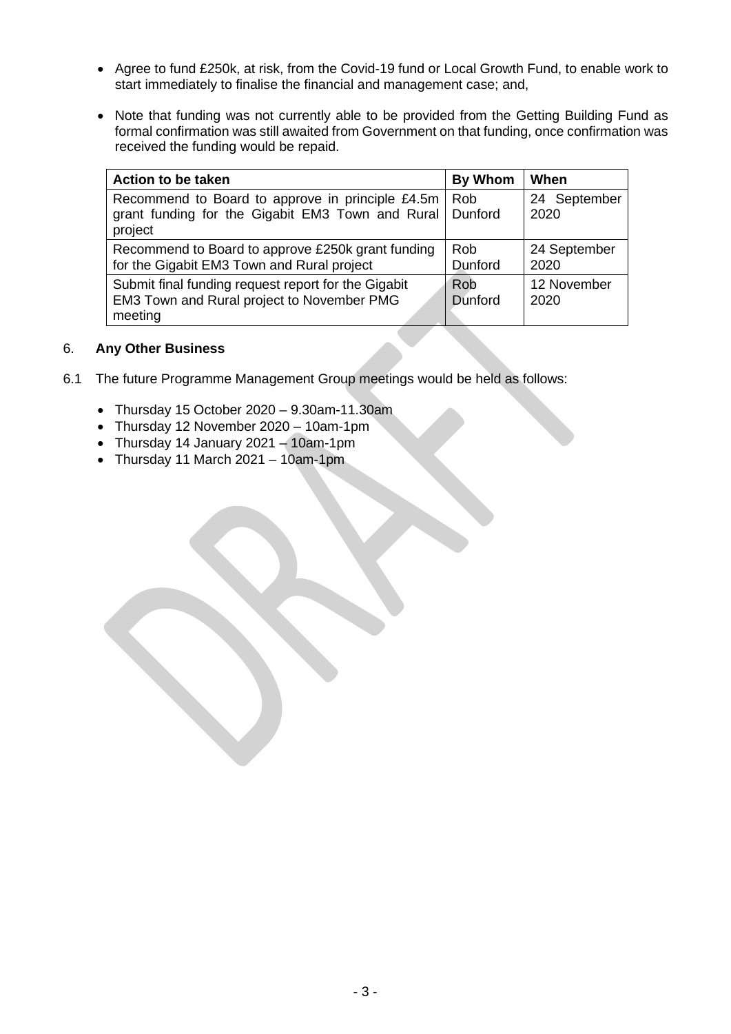- Agree to fund £250k, at risk, from the Covid-19 fund or Local Growth Fund, to enable work to start immediately to finalise the financial and management case; and,
- Note that funding was not currently able to be provided from the Getting Building Fund as formal confirmation was still awaited from Government on that funding, once confirmation was received the funding would be repaid.

| Action to be taken | By Whom | When |
|---|---|---|
| Recommend to Board to approve in principle £4.5m grant funding for the Gigabit EM3 Town and Rural project | Rob Dunford | 24 September 2020 |
| Recommend to Board to approve £250k grant funding for the Gigabit EM3 Town and Rural project | Rob Dunford | 24 September 2020 |
| Submit final funding request report for the Gigabit EM3 Town and Rural project to November PMG meeting | Rob Dunford | 12 November 2020 |

## 6. Any Other Business

6.1 The future Programme Management Group meetings would be held as follows:

- Thursday 15 October 2020 – 9.30am-11.30am
- Thursday 12 November 2020 – 10am-1pm
- Thursday 14 January 2021 – 10am-1pm
- Thursday 11 March 2021 – 10am-1pm